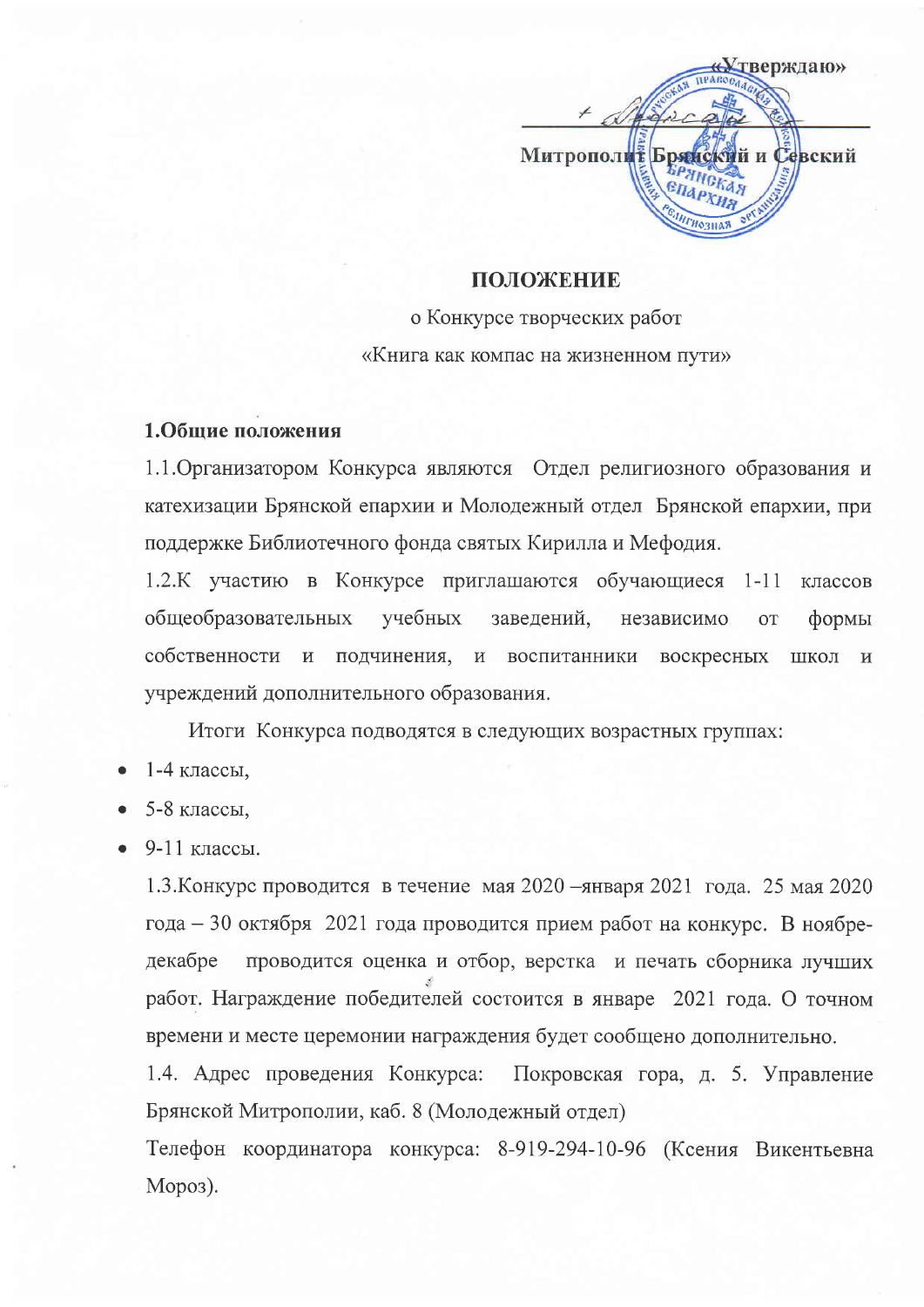«Утверждаю»

Митрополит Брянский и Севский

# ПОЛОЖЕНИЕ

о Конкурсе творческих работ

«Книга как компас на жизненном пути»

## 1.Общие положения

1.1.Организатором Конкурса являются Отдел религиозного образования и катехизации Брянской епархии и Молодежный отдел Брянской епархии, при поддержке Библиотечного фонда святых Кирилла и Мефодия.

1.2.К участию в Конкурсе приглашаются обучающиеся 1-11 классов общеобразовательных учебных заведений, независимо от формы собственности и подчинения, и воспитанники воскресных школ и учреждений дополнительного образования.

Итоги Конкурса подводятся в следующих возрастных группах:

- 1-4 классы,
- 5-8 классы,
- 9-11 классы.

1.3.Конкурс проводится в течение мая 2020 –января 2021 года. 25 мая 2020 года – 30 октября 2021 года проводится прием работ на конкурс. В ноябре-декабре проводится оценка и отбор, верстка и печать сборника лучших работ. Награждение победителей состоится в январе 2021 года. О точном времени и месте церемонии награждения будет сообщено дополнительно.

1.4. Адрес проведения Конкурса: Покровская гора, д. 5. Управление Брянской Митрополии, каб. 8 (Молодежный отдел)

Телефон координатора конкурса: 8-919-294-10-96 (Ксения Викентьевна Мороз).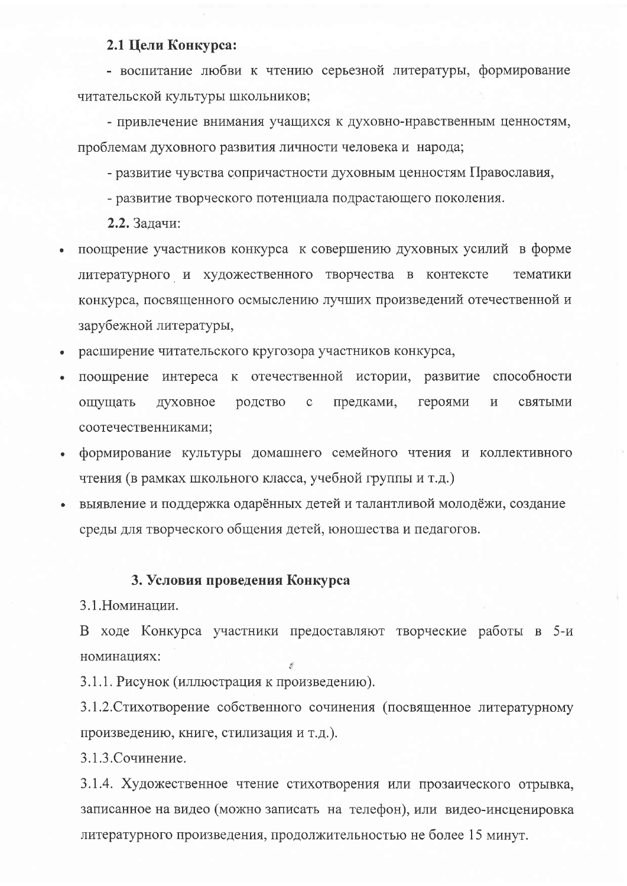**2.1 Цели Конкурса:**

- воспитание любви к чтению серьезной литературы, формирование читательской культуры школьников;

- привлечение внимания учащихся к духовно-нравственным ценностям, проблемам духовного развития личности человека и народа;

- развитие чувства сопричастности духовным ценностям Православия,

- развитие творческого потенциала подрастающего поколения.

**2.2.** Задачи:

- поощрение участников конкурса к совершению духовных усилий в форме литературного и художественного творчества в контексте тематики конкурса, посвященного осмыслению лучших произведений отечественной и зарубежной литературы,
- расширение читательского кругозора участников конкурса,
- поощрение интереса к отечественной истории, развитие способности ощущать духовное родство с предками, героями и святыми соотечественниками;
- формирование культуры домашнего семейного чтения и коллективного чтения (в рамках школьного класса, учебной группы и т.д.)
- выявление и поддержка одарённых детей и талантливой молодёжи, создание среды для творческого общения детей, юношества и педагогов.

## 3. Условия проведения Конкурса

3.1.Номинации.

В ходе Конкурса участники предоставляют творческие работы в 5-и номинациях:

3.1.1. Рисунок (иллюстрация к произведению).

3.1.2.Стихотворение собственного сочинения (посвященное литературному произведению, книге, стилизация и т.д.).

3.1.3.Сочинение.

3.1.4. Художественное чтение стихотворения или прозаического отрывка, записанное на видео (можно записать на телефон), или видео-инсценировка литературного произведения, продолжительностью не более 15 минут.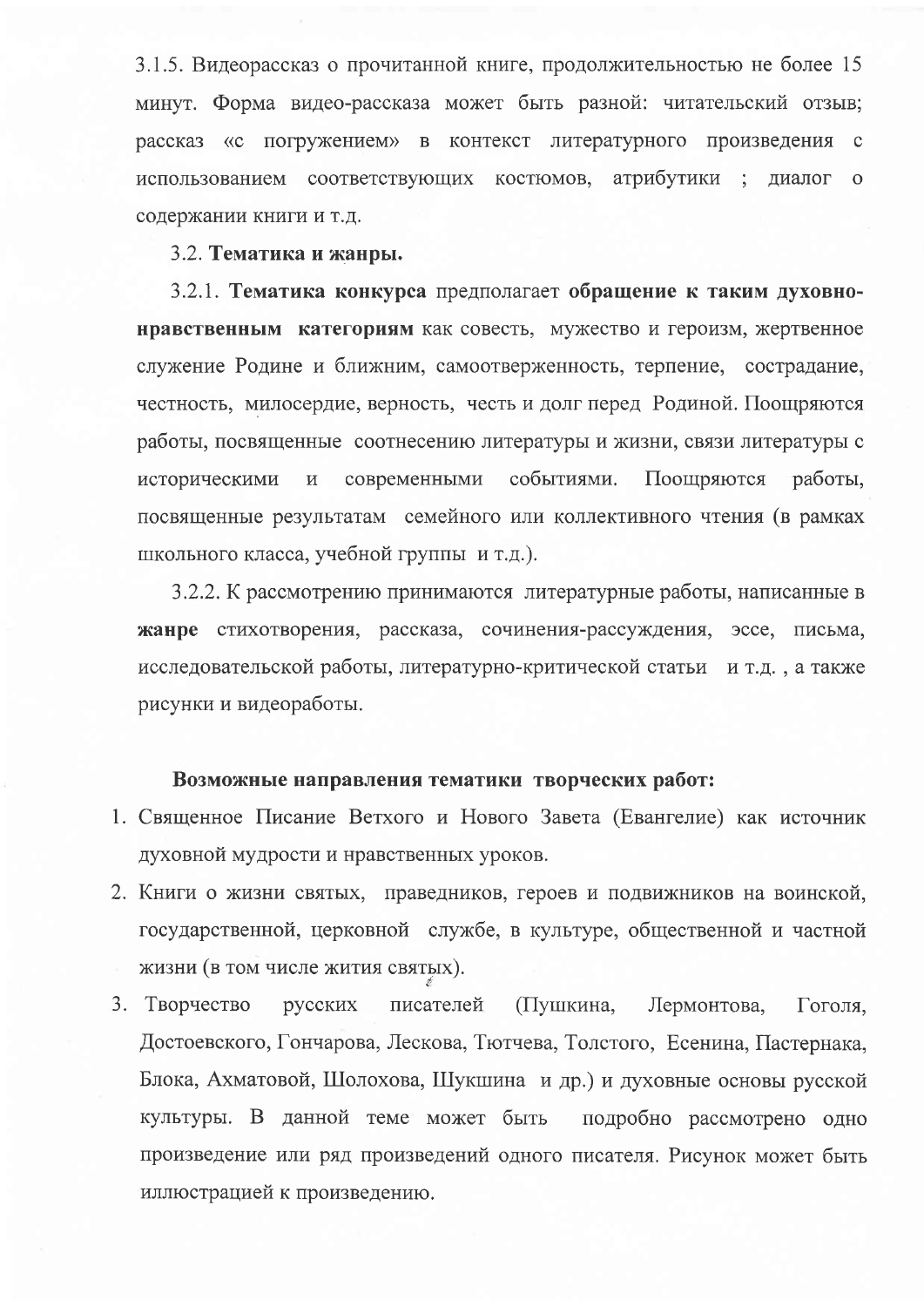3.1.5. Видеорассказ о прочитанной книге, продолжительностью не более 15 минут. Форма видео-рассказа может быть разной: читательский отзыв; рассказ «с погружением» в контекст литературного произведения с использованием соответствующих костюмов, атрибутики ; диалог о содержании книги и т.д.

3.2. **Тематика и жанры.**

3.2.1. **Тематика конкурса** предполагает **обращение к таким духовно-нравственным категориям** как совесть, мужество и героизм, жертвенное служение Родине и ближним, самоотверженность, терпение, сострадание, честность, милосердие, верность, честь и долг перед Родиной. Поощряются работы, посвященные соотнесению литературы и жизни, связи литературы с историческими и современными событиями. Поощряются работы, посвященные результатам семейного или коллективного чтения (в рамках школьного класса, учебной группы и т.д.).

3.2.2. К рассмотрению принимаются литературные работы, написанные в **жанре** стихотворения, рассказа, сочинения-рассуждения, эссе, письма, исследовательской работы, литературно-критической статьи и т.д. , а также рисунки и видеоработы.

**Возможные направления тематики творческих работ:**

1. Священное Писание Ветхого и Нового Завета (Евангелие) как источник духовной мудрости и нравственных уроков.
2. Книги о жизни святых, праведников, героев и подвижников на воинской, государственной, церковной службе, в культуре, общественной и частной жизни (в том числе жития святых).
3. Творчество русских писателей (Пушкина, Лермонтова, Гоголя, Достоевского, Гончарова, Лескова, Тютчева, Толстого, Есенина, Пастернака, Блока, Ахматовой, Шолохова, Шукшина и др.) и духовные основы русской культуры. В данной теме может быть подробно рассмотрено одно произведение или ряд произведений одного писателя. Рисунок может быть иллюстрацией к произведению.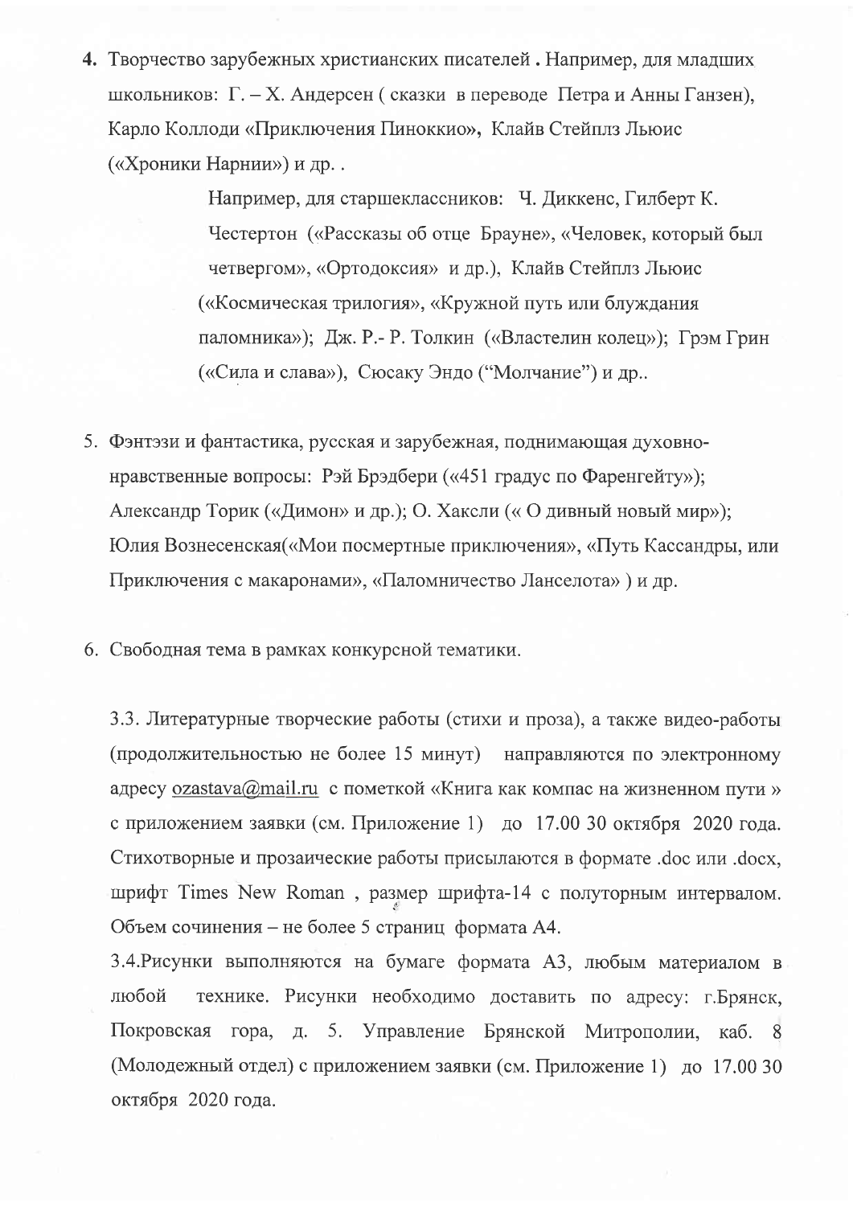4. Творчество зарубежных христианских писателей . Например, для младших школьников: Г. – Х. Андерсен ( сказки в переводе Петра и Анны Ганзен), Карло Коллоди «Приключения Пиноккио», Клайв Стейплз Льюис («Хроники Нарнии») и др. .

   Например, для старшеклассников: Ч. Диккенс, Гилберт К. Честертон («Рассказы об отце Брауне», «Человек, который был четвергом», «Ортодоксия» и др.), Клайв Стейплз Льюис («Космическая трилогия», «Кружной путь или блуждания паломника»); Дж. Р.- Р. Толкин («Властелин колец»); Грэм Грин («Сила и слава»), Сюсаку Эндо ("Молчание") и др..

5. Фэнтэзи и фантастика, русская и зарубежная, поднимающая духовно-нравственные вопросы: Рэй Брэдбери («451 градус по Фаренгейту»); Александр Торик («Димон» и др.); О. Хаксли (« О дивный новый мир»); Юлия Вознесенская(«Мои посмертные приключения», «Путь Кассандры, или Приключения с макаронами», «Паломничество Ланселота» ) и др.

6. Свободная тема в рамках конкурсной тематики.

3.3. Литературные творческие работы (стихи и проза), а также видео-работы (продолжительностью не более 15 минут) направляются по электронному адресу ozastava@mail.ru с пометкой «Книга как компас на жизненном пути » с приложением заявки (см. Приложение 1) до 17.00 30 октября 2020 года. Стихотворные и прозаические работы присылаются в формате .doc или .docx, шрифт Times New Roman , размер шрифта-14 с полуторным интервалом. Объем сочинения – не более 5 страниц формата А4.

3.4.Рисунки выполняются на бумаге формата А3, любым материалом в любой технике. Рисунки необходимо доставить по адресу: г.Брянск, Покровская гора, д. 5. Управление Брянской Митрополии, каб. 8 (Молодежный отдел) с приложением заявки (см. Приложение 1) до 17.00 30 октября 2020 года.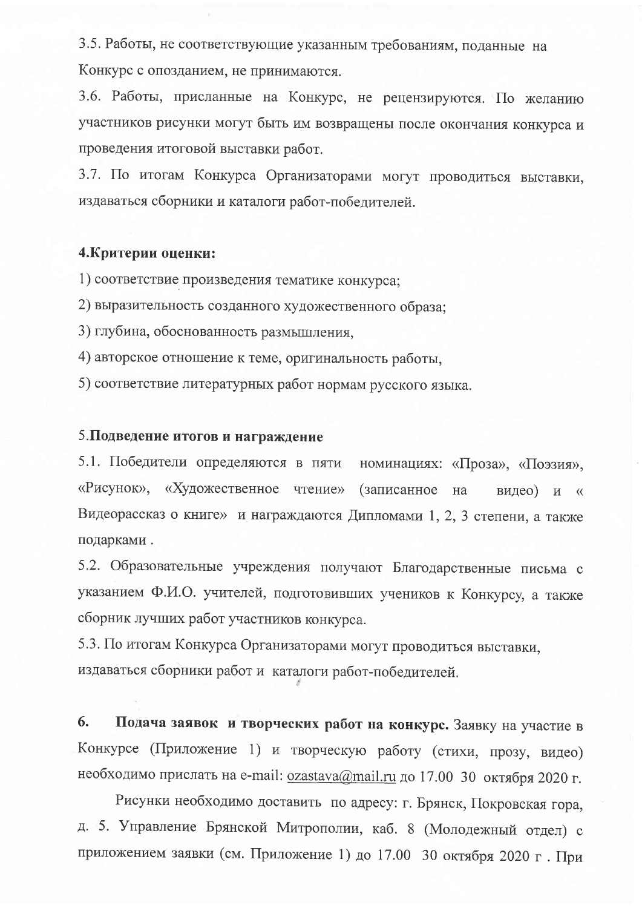3.5. Работы, не соответствующие указанным требованиям, поданные на Конкурс с опозданием, не принимаются.

3.6. Работы, присланные на Конкурс, не рецензируются. По желанию участников рисунки могут быть им возвращены после окончания конкурса и проведения итоговой выставки работ.

3.7. По итогам Конкурса Организаторами могут проводиться выставки, издаваться сборники и каталоги работ-победителей.

## 4.Критерии оценки:

1) соответствие произведения тематике конкурса;
2) выразительность созданного художественного образа;
3) глубина, обоснованность размышления,
4) авторское отношение к теме, оригинальность работы,
5) соответствие литературных работ нормам русского языка.

## 5.Подведение итогов и награждение

5.1. Победители определяются в пяти номинациях: «Проза», «Поэзия», «Рисунок», «Художественное чтение» (записанное на видео) и « Видеорассказ о книге» и награждаются Дипломами 1, 2, 3 степени, а также подарками .

5.2. Образовательные учреждения получают Благодарственные письма с указанием Ф.И.О. учителей, подготовивших учеников к Конкурсу, а также сборник лучших работ участников конкурса.

5.3. По итогам Конкурса Организаторами могут проводиться выставки, издаваться сборники работ и каталоги работ-победителей.

**6. Подача заявок и творческих работ на конкурс.** Заявку на участие в Конкурсе (Приложение 1) и творческую работу (стихи, прозу, видео) необходимо прислать на e-mail: ozastava@mail.ru до 17.00 30 октября 2020 г.

Рисунки необходимо доставить по адресу: г. Брянск, Покровская гора, д. 5. Управление Брянской Митрополии, каб. 8 (Молодежный отдел) с приложением заявки (см. Приложение 1) до 17.00 30 октября 2020 г . При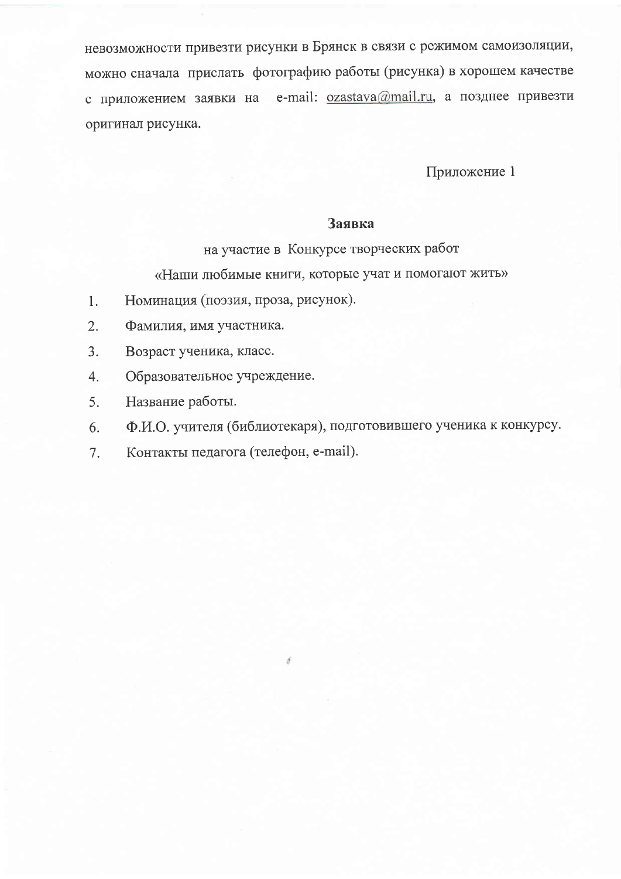невозможности привезти рисунки в Брянск в связи с режимом самоизоляции, можно сначала прислать фотографию работы (рисунка) в хорошем качестве с приложением заявки на e-mail: ozastava@mail.ru, а позднее привезти оригинал рисунка.

Приложение 1

**Заявка**

на участие в Конкурсе творческих работ

«Наши любимые книги, которые учат и помогают жить»

1. Номинация (поэзия, проза, рисунок).
2. Фамилия, имя участника.
3. Возраст ученика, класс.
4. Образовательное учреждение.
5. Название работы.
6. Ф.И.О. учителя (библиотекаря), подготовившего ученика к конкурсу.
7. Контакты педагога (телефон, e-mail).